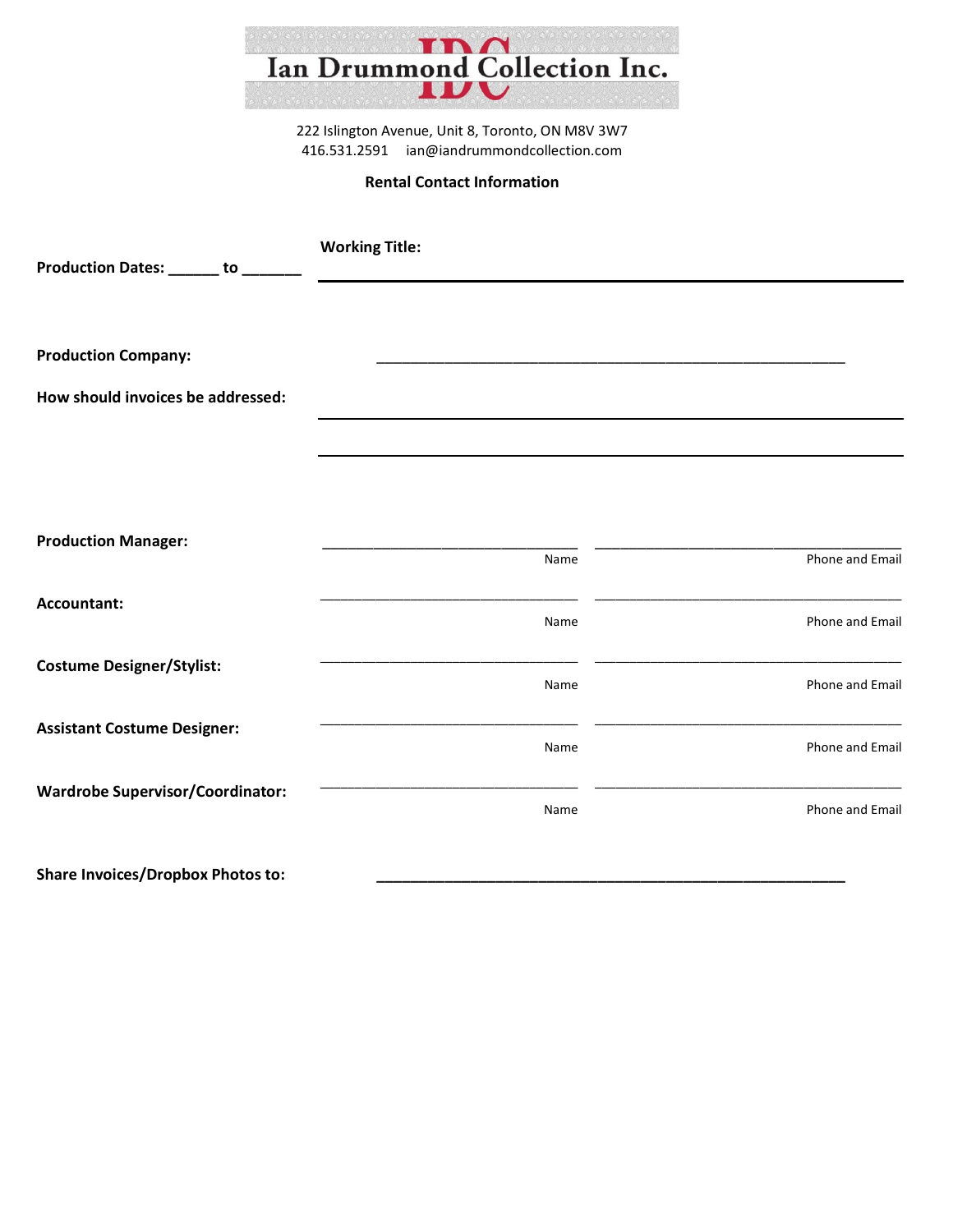# Ian Drummond Collection Inc.

222 Islington Avenue, Unit 8, Toronto, ON M8V 3W7
416.531.2591 ian@iandrummondcollection.com

**Rental Contact Information**

**Production Dates: ______ to _______**

**Working Title:** ________________________________________________

**Production Company:** ________________________________________________

**How should invoices be addressed:** ________________________________________________

________________________________________________

**Production Manager:** ________________________ ________________________
Name Phone and Email

**Accountant:** ________________________ ________________________
Name Phone and Email

**Costume Designer/Stylist:** ________________________ ________________________
Name Phone and Email

**Assistant Costume Designer:** ________________________ ________________________
Name Phone and Email

**Wardrobe Supervisor/Coordinator:** ________________________ ________________________
Name Phone and Email

**Share Invoices/Dropbox Photos to:** ________________________________________________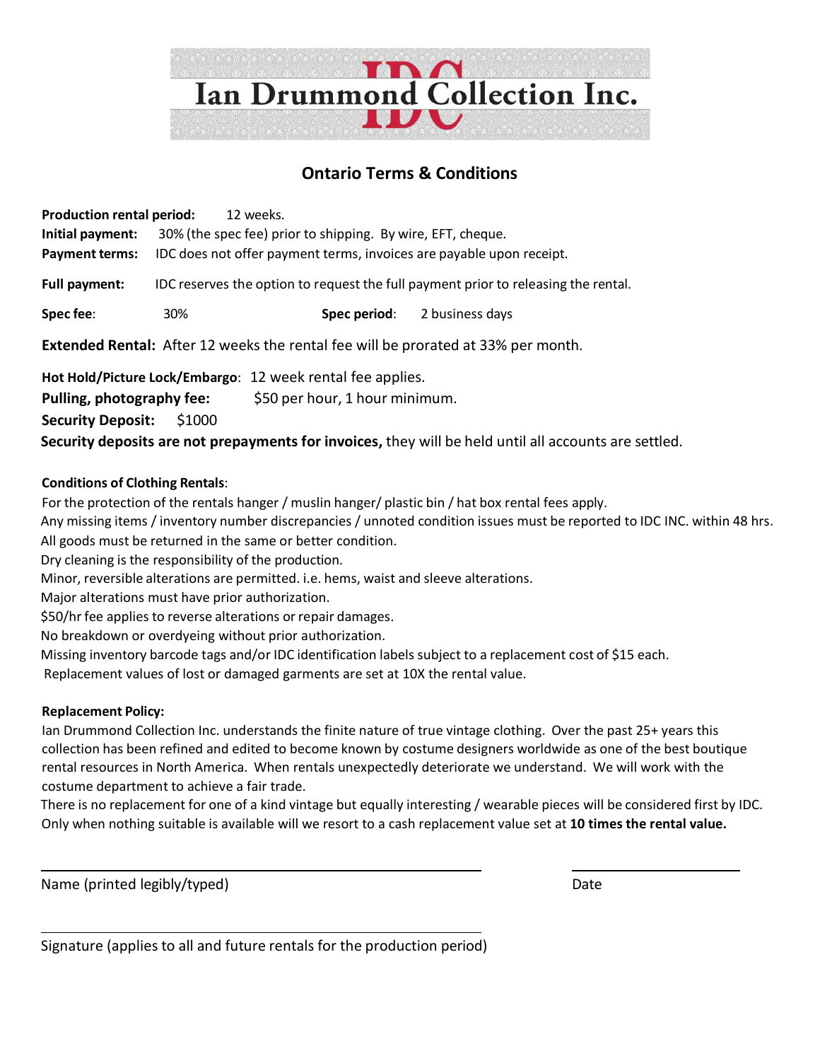# Ian Drummond Collection Inc.

## Ontario Terms & Conditions

**Production rental period:** 12 weeks.
**Initial payment:** 30% (the spec fee) prior to shipping. By wire, EFT, cheque.
**Payment terms:** IDC does not offer payment terms, invoices are payable upon receipt.

**Full payment:** IDC reserves the option to request the full payment prior to releasing the rental.

**Spec fee**: 30% **Spec period**: 2 business days

**Extended Rental:** After 12 weeks the rental fee will be prorated at 33% per month.

**Hot Hold/Picture Lock/Embargo**: 12 week rental fee applies.
**Pulling, photography fee:** $50 per hour, 1 hour minimum.
**Security Deposit:** $1000
**Security deposits are not prepayments for invoices,** they will be held until all accounts are settled.

**Conditions of Clothing Rentals**:

For the protection of the rentals hanger / muslin hanger/ plastic bin / hat box rental fees apply.
Any missing items / inventory number discrepancies / unnoted condition issues must be reported to IDC INC. within 48 hrs.
All goods must be returned in the same or better condition.
Dry cleaning is the responsibility of the production.
Minor, reversible alterations are permitted. i.e. hems, waist and sleeve alterations.
Major alterations must have prior authorization.
$50/hr fee applies to reverse alterations or repair damages.
No breakdown or overdyeing without prior authorization.
Missing inventory barcode tags and/or IDC identification labels subject to a replacement cost of $15 each.
Replacement values of lost or damaged garments are set at 10X the rental value.

**Replacement Policy:**

Ian Drummond Collection Inc. understands the finite nature of true vintage clothing. Over the past 25+ years this collection has been refined and edited to become known by costume designers worldwide as one of the best boutique rental resources in North America. When rentals unexpectedly deteriorate we understand. We will work with the costume department to achieve a fair trade.
There is no replacement for one of a kind vintage but equally interesting / wearable pieces will be considered first by IDC. Only when nothing suitable is available will we resort to a cash replacement value set at **10 times the rental value.**

\_\_\_\_\_\_\_\_\_\_\_\_\_\_\_\_\_\_\_\_\_\_\_\_\_\_\_\_\_\_\_\_\_\_\_\_\_\_\_\_ \_\_\_\_\_\_\_\_\_\_\_\_\_\_\_\_\_\_\_\_

Name (printed legibly/typed) Date

\_\_\_\_\_\_\_\_\_\_\_\_\_\_\_\_\_\_\_\_\_\_\_\_\_\_\_\_\_\_\_\_\_\_\_\_\_\_\_\_

Signature (applies to all and future rentals for the production period)